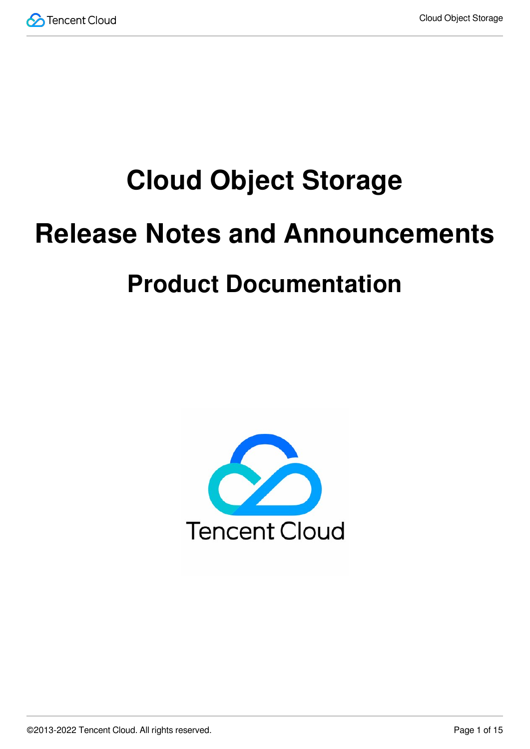# Cloud Object Storage

# Release Notes and Announcements

# Product Documentation

Tencent Cloud

©2013-2022 Tencent Cloud. All rights reserved.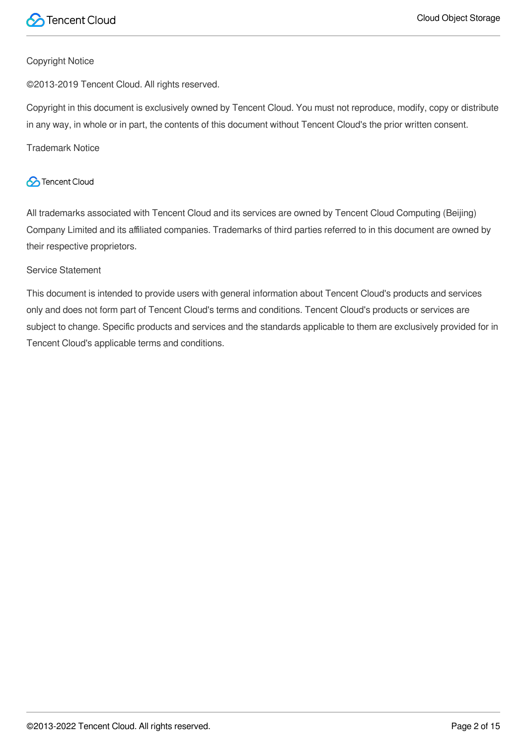Copyright Notice

©2013-2019 Tencent Cloud. All rights reserved.

Copyright in this document is exclusively owned by Tencent Cloud. You must not reproduce, modify, copy or distribute in any way, in whole or in part, the contents of this document without Tencent Cloud's the prior written consent.

Trademark Notice

Tencent Cloud

All trademarks associated with Tencent Cloud and its services are owned by Tencent Cloud Computing (Beijing) Company Limited and its affiliated companies. Trademarks of third parties referred to in this document are owned by their respective proprietors.

Service Statement

This document is intended to provide users with general information about Tencent Cloud's products and services only and does not form part of Tencent Cloud's terms and conditions. Tencent Cloud's products or services are subject to change. Specific products and services and the standards applicable to them are exclusively provided for in Tencent Cloud's applicable terms and conditions.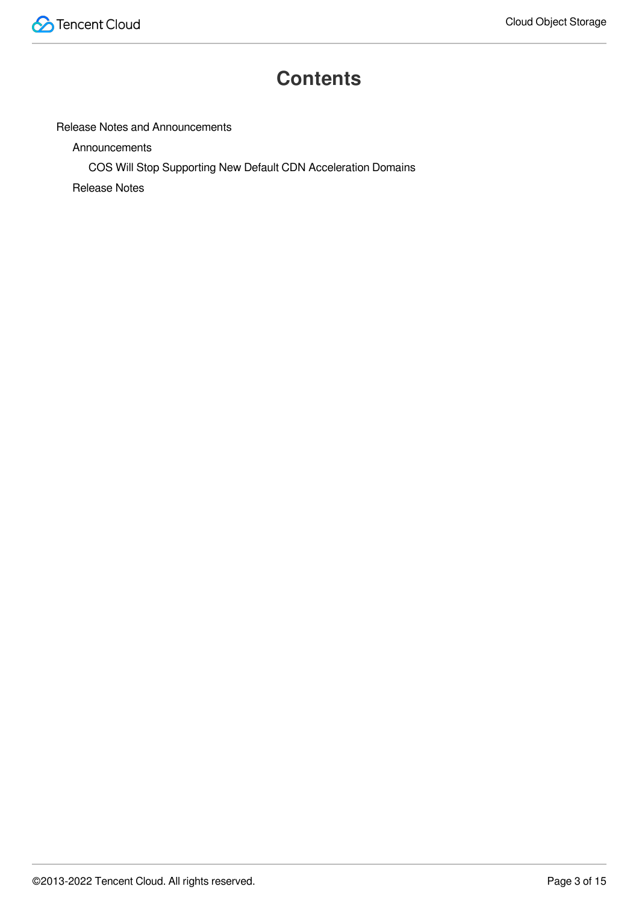# Contents

- Release Notes and Announcements
  - Announcements
    - COS Will Stop Supporting New Default CDN Acceleration Domains
  - Release Notes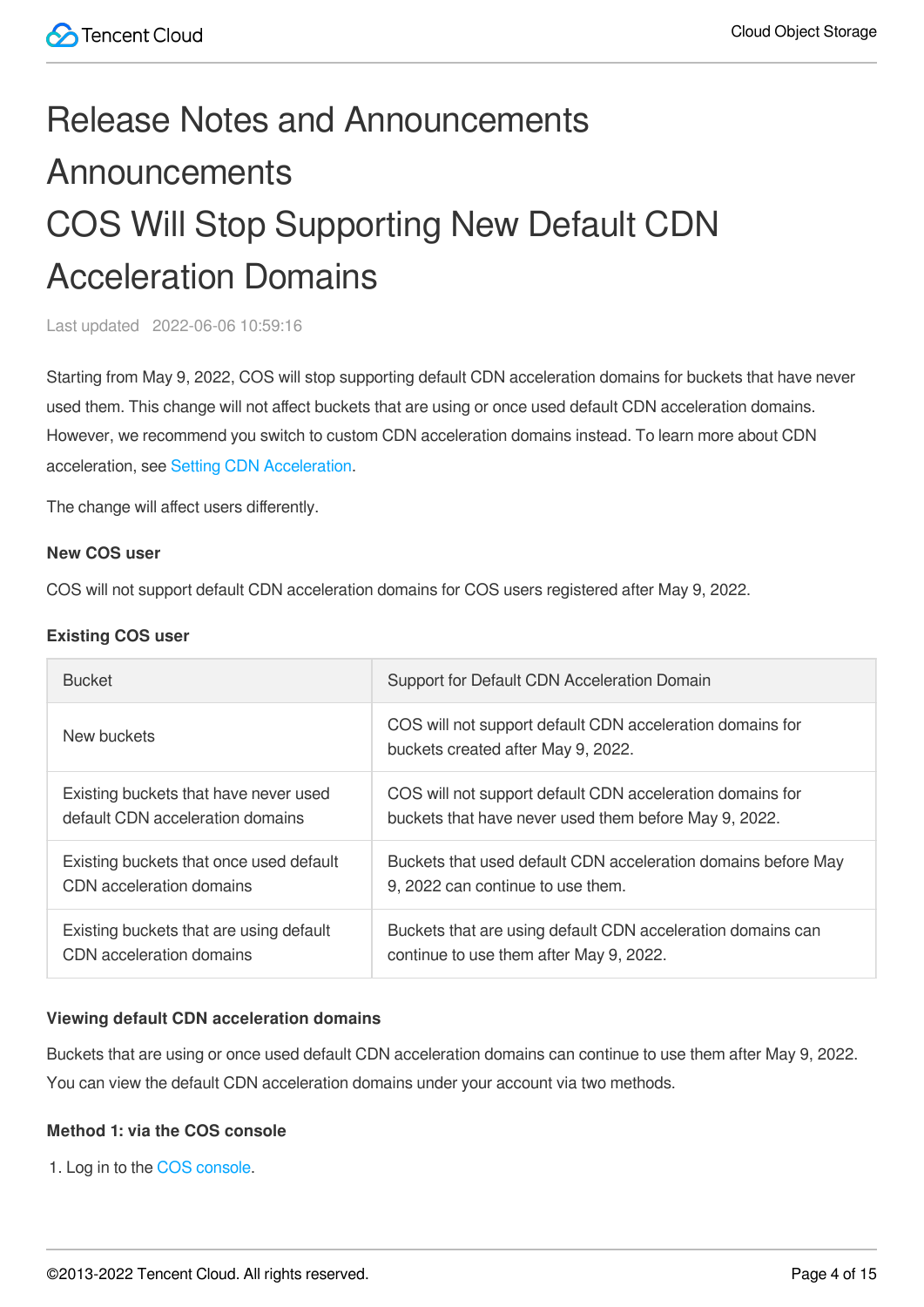# Release Notes and Announcements

# Announcements

# COS Will Stop Supporting New Default CDN Acceleration Domains

Last updated 2022-06-06 10:59:16

Starting from May 9, 2022, COS will stop supporting default CDN acceleration domains for buckets that have never used them. This change will not affect buckets that are using or once used default CDN acceleration domains. However, we recommend you switch to custom CDN acceleration domains instead. To learn more about CDN acceleration, see Setting CDN Acceleration.

The change will affect users differently.

**New COS user**

COS will not support default CDN acceleration domains for COS users registered after May 9, 2022.

**Existing COS user**

| Bucket | Support for Default CDN Acceleration Domain |
| --- | --- |
| New buckets | COS will not support default CDN acceleration domains for buckets created after May 9, 2022. |
| Existing buckets that have never used default CDN acceleration domains | COS will not support default CDN acceleration domains for buckets that have never used them before May 9, 2022. |
| Existing buckets that once used default CDN acceleration domains | Buckets that used default CDN acceleration domains before May 9, 2022 can continue to use them. |
| Existing buckets that are using default CDN acceleration domains | Buckets that are using default CDN acceleration domains can continue to use them after May 9, 2022. |

**Viewing default CDN acceleration domains**

Buckets that are using or once used default CDN acceleration domains can continue to use them after May 9, 2022. You can view the default CDN acceleration domains under your account via two methods.

**Method 1: via the COS console**

1. Log in to the COS console.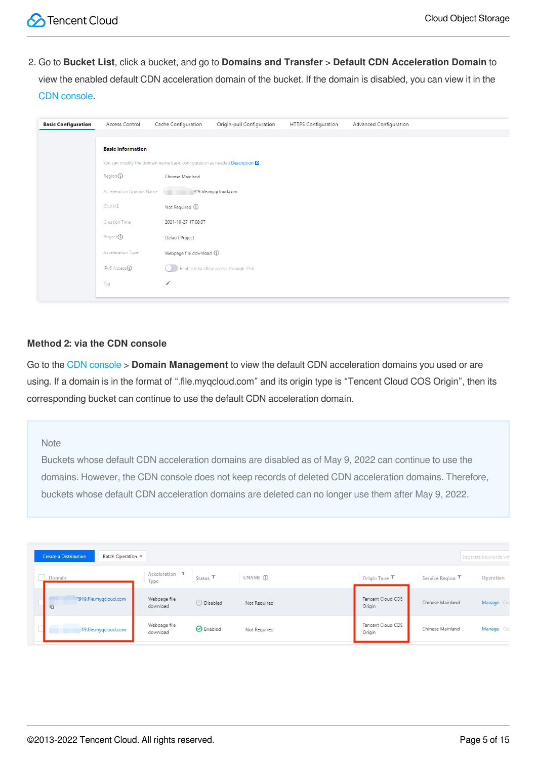2. Go to **Bucket List**, click a bucket, and go to **Domains and Transfer** > **Default CDN Acceleration Domain** to view the enabled default CDN acceleration domain of the bucket. If the domain is disabled, you can view it in the CDN console.

### Method 2: via the CDN console

Go to the CDN console > **Domain Management** to view the default CDN acceleration domains you used or are using. If a domain is in the format of ".file.myqcloud.com" and its origin type is "Tencent Cloud COS Origin", then its corresponding bucket can continue to use the default CDN acceleration domain.

> Note
> Buckets whose default CDN acceleration domains are disabled as of May 9, 2022 can continue to use the domains. However, the CDN console does not keep records of deleted CDN acceleration domains. Therefore, buckets whose default CDN acceleration domains are deleted can no longer use them after May 9, 2022.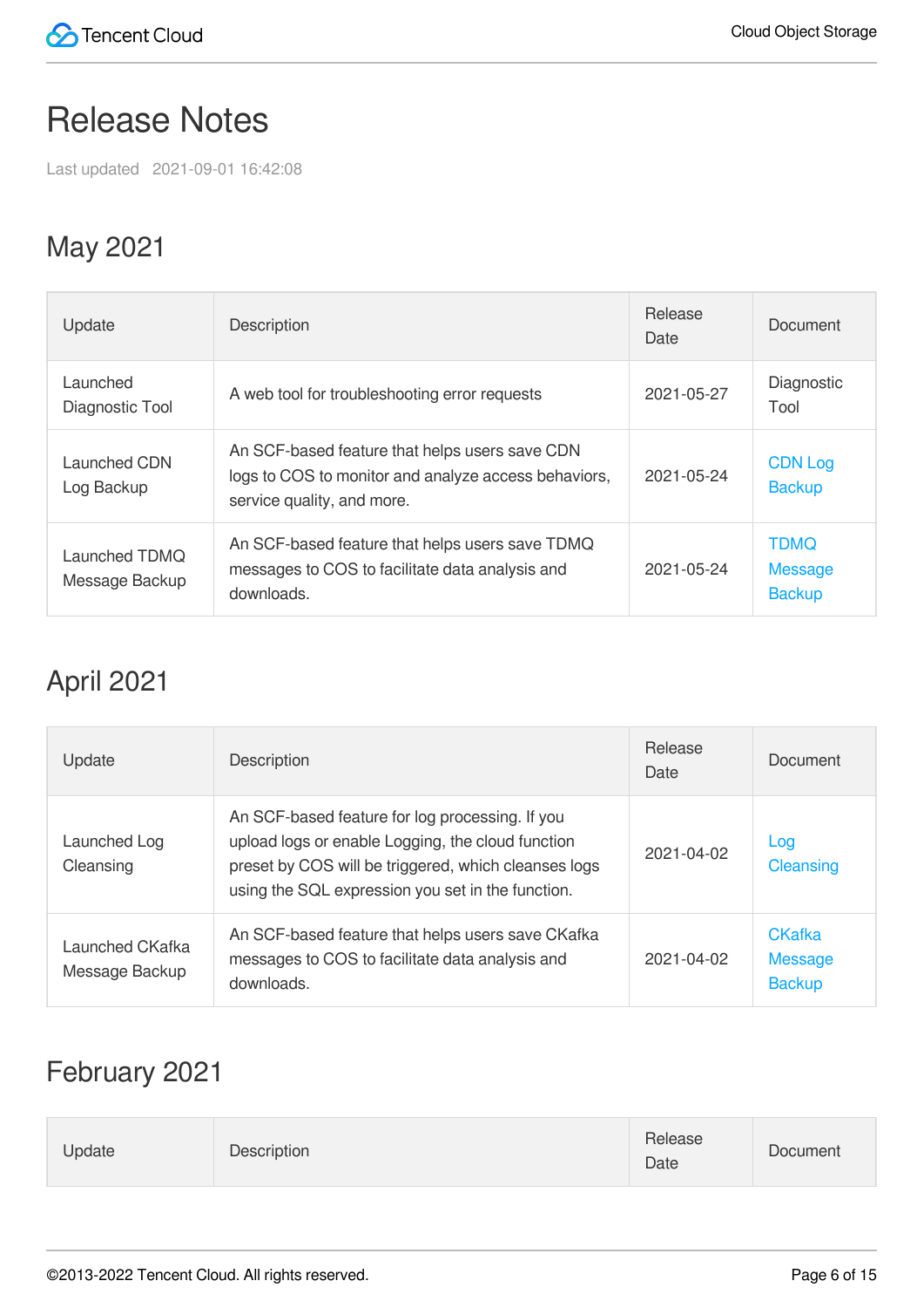# Release Notes

Last updated 2021-09-01 16:42:08

## May 2021

| Update | Description | Release Date | Document |
| --- | --- | --- | --- |
| Launched Diagnostic Tool | A web tool for troubleshooting error requests | 2021-05-27 | Diagnostic Tool |
| Launched CDN Log Backup | An SCF-based feature that helps users save CDN logs to COS to monitor and analyze access behaviors, service quality, and more. | 2021-05-24 | CDN Log Backup |
| Launched TDMQ Message Backup | An SCF-based feature that helps users save TDMQ messages to COS to facilitate data analysis and downloads. | 2021-05-24 | TDMQ Message Backup |

## April 2021

| Update | Description | Release Date | Document |
| --- | --- | --- | --- |
| Launched Log Cleansing | An SCF-based feature for log processing. If you upload logs or enable Logging, the cloud function preset by COS will be triggered, which cleanses logs using the SQL expression you set in the function. | 2021-04-02 | Log Cleansing |
| Launched CKafka Message Backup | An SCF-based feature that helps users save CKafka messages to COS to facilitate data analysis and downloads. | 2021-04-02 | CKafka Message Backup |

## February 2021

| Update | Description | Release Date | Document |
| --- | --- | --- | --- |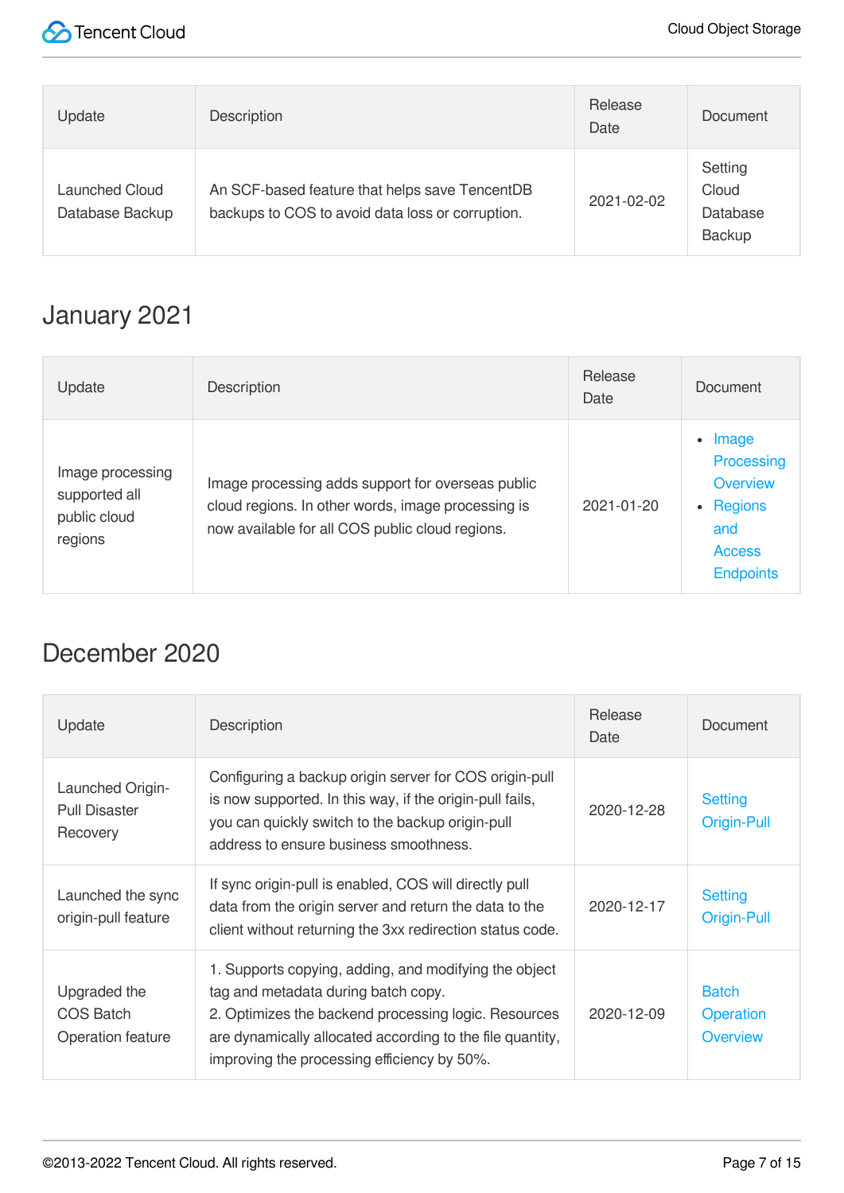| Update | Description | Release Date | Document |
| --- | --- | --- | --- |
| Launched Cloud Database Backup | An SCF-based feature that helps save TencentDB backups to COS to avoid data loss or corruption. | 2021-02-02 | Setting Cloud Database Backup |

## January 2021

| Update | Description | Release Date | Document |
| --- | --- | --- | --- |
| Image processing supported all public cloud regions | Image processing adds support for overseas public cloud regions. In other words, image processing is now available for all COS public cloud regions. | 2021-01-20 | • Image Processing Overview<br>• Regions and Access Endpoints |

## December 2020

| Update | Description | Release Date | Document |
| --- | --- | --- | --- |
| Launched Origin-Pull Disaster Recovery | Configuring a backup origin server for COS origin-pull is now supported. In this way, if the origin-pull fails, you can quickly switch to the backup origin-pull address to ensure business smoothness. | 2020-12-28 | Setting Origin-Pull |
| Launched the sync origin-pull feature | If sync origin-pull is enabled, COS will directly pull data from the origin server and return the data to the client without returning the 3xx redirection status code. | 2020-12-17 | Setting Origin-Pull |
| Upgraded the COS Batch Operation feature | 1. Supports copying, adding, and modifying the object tag and metadata during batch copy.<br>2. Optimizes the backend processing logic. Resources are dynamically allocated according to the file quantity, improving the processing efficiency by 50%. | 2020-12-09 | Batch Operation Overview |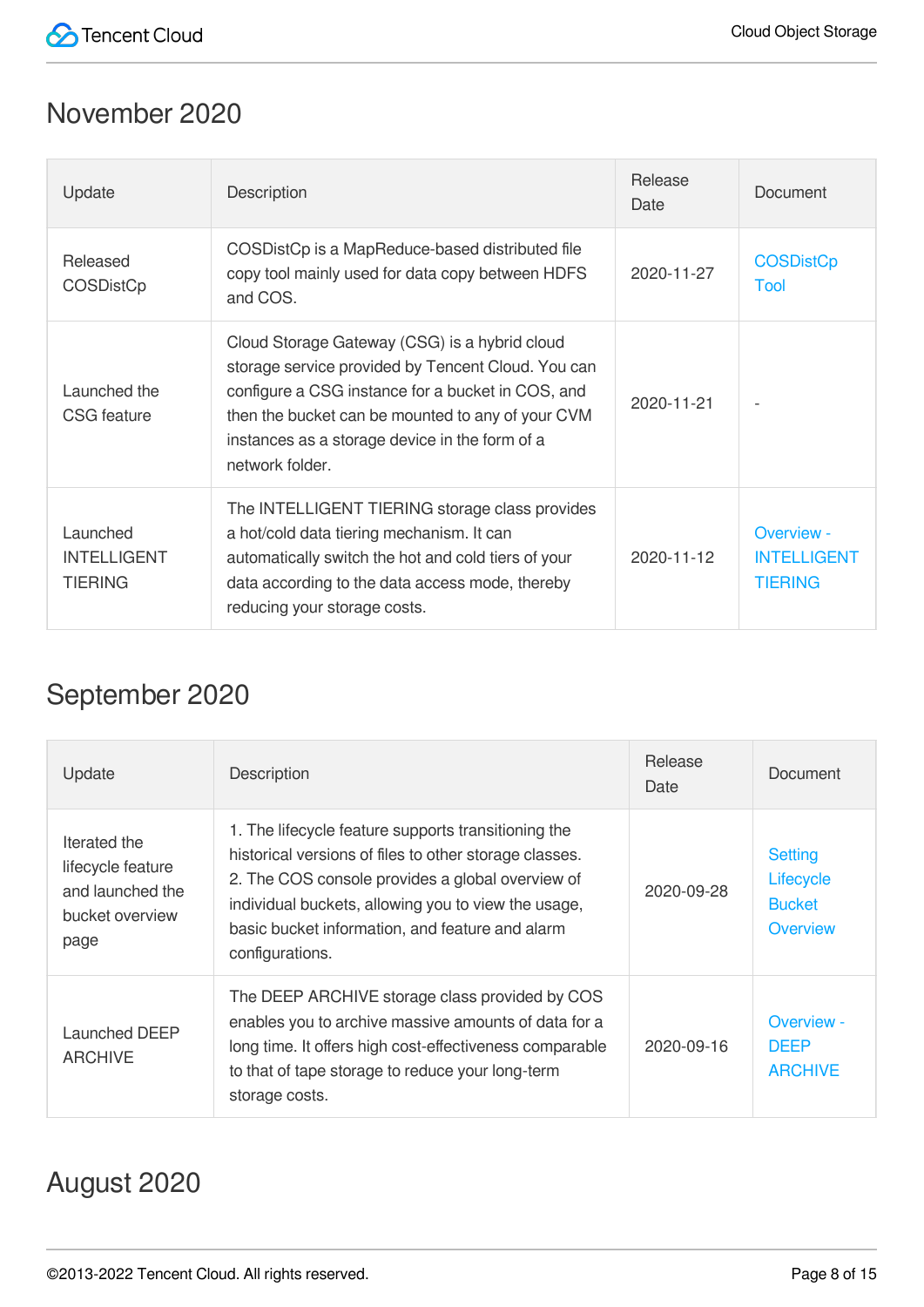## November 2020

| Update | Description | Release Date | Document |
| --- | --- | --- | --- |
| Released COSDistCp | COSDistCp is a MapReduce-based distributed file copy tool mainly used for data copy between HDFS and COS. | 2020-11-27 | COSDistCp Tool |
| Launched the CSG feature | Cloud Storage Gateway (CSG) is a hybrid cloud storage service provided by Tencent Cloud. You can configure a CSG instance for a bucket in COS, and then the bucket can be mounted to any of your CVM instances as a storage device in the form of a network folder. | 2020-11-21 | - |
| Launched INTELLIGENT TIERING | The INTELLIGENT TIERING storage class provides a hot/cold data tiering mechanism. It can automatically switch the hot and cold tiers of your data according to the data access mode, thereby reducing your storage costs. | 2020-11-12 | Overview - INTELLIGENT TIERING |

## September 2020

| Update | Description | Release Date | Document |
| --- | --- | --- | --- |
| Iterated the lifecycle feature and launched the bucket overview page | 1. The lifecycle feature supports transitioning the historical versions of files to other storage classes.<br>2. The COS console provides a global overview of individual buckets, allowing you to view the usage, basic bucket information, and feature and alarm configurations. | 2020-09-28 | Setting Lifecycle<br>Bucket Overview |
| Launched DEEP ARCHIVE | The DEEP ARCHIVE storage class provided by COS enables you to archive massive amounts of data for a long time. It offers high cost-effectiveness comparable to that of tape storage to reduce your long-term storage costs. | 2020-09-16 | Overview - DEEP ARCHIVE |

## August 2020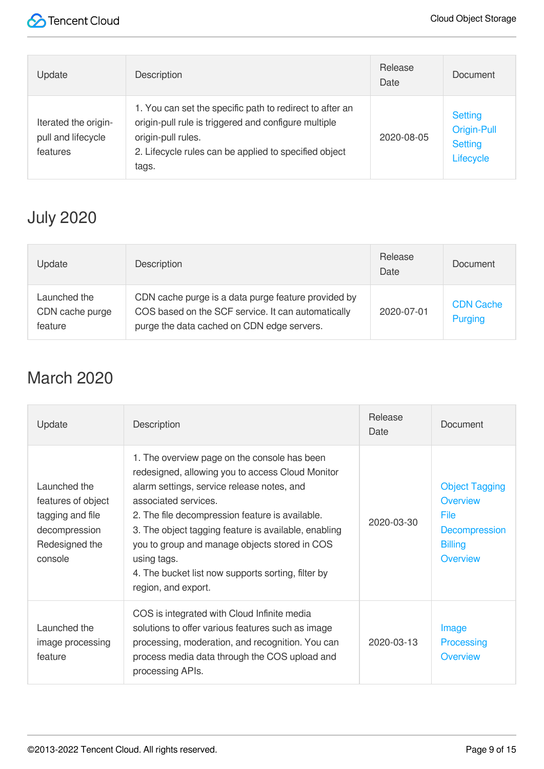| Update | Description | Release Date | Document |
| --- | --- | --- | --- |
| Iterated the origin-pull and lifecycle features | 1. You can set the specific path to redirect to after an origin-pull rule is triggered and configure multiple origin-pull rules.<br>2. Lifecycle rules can be applied to specified object tags. | 2020-08-05 | Setting Origin-Pull<br>Setting Lifecycle |

## July 2020

| Update | Description | Release Date | Document |
| --- | --- | --- | --- |
| Launched the CDN cache purge feature | CDN cache purge is a data purge feature provided by COS based on the SCF service. It can automatically purge the data cached on CDN edge servers. | 2020-07-01 | CDN Cache Purging |

## March 2020

| Update | Description | Release Date | Document |
| --- | --- | --- | --- |
| Launched the features of object tagging and file decompression<br>Redesigned the console | 1. The overview page on the console has been redesigned, allowing you to access Cloud Monitor alarm settings, service release notes, and associated services.<br>2. The file decompression feature is available.<br>3. The object tagging feature is available, enabling you to group and manage objects stored in COS using tags.<br>4. The bucket list now supports sorting, filter by region, and export. | 2020-03-30 | Object Tagging Overview<br>File Decompression<br>Billing Overview |
| Launched the image processing feature | COS is integrated with Cloud Infinite media solutions to offer various features such as image processing, moderation, and recognition. You can process media data through the COS upload and processing APIs. | 2020-03-13 | Image Processing Overview |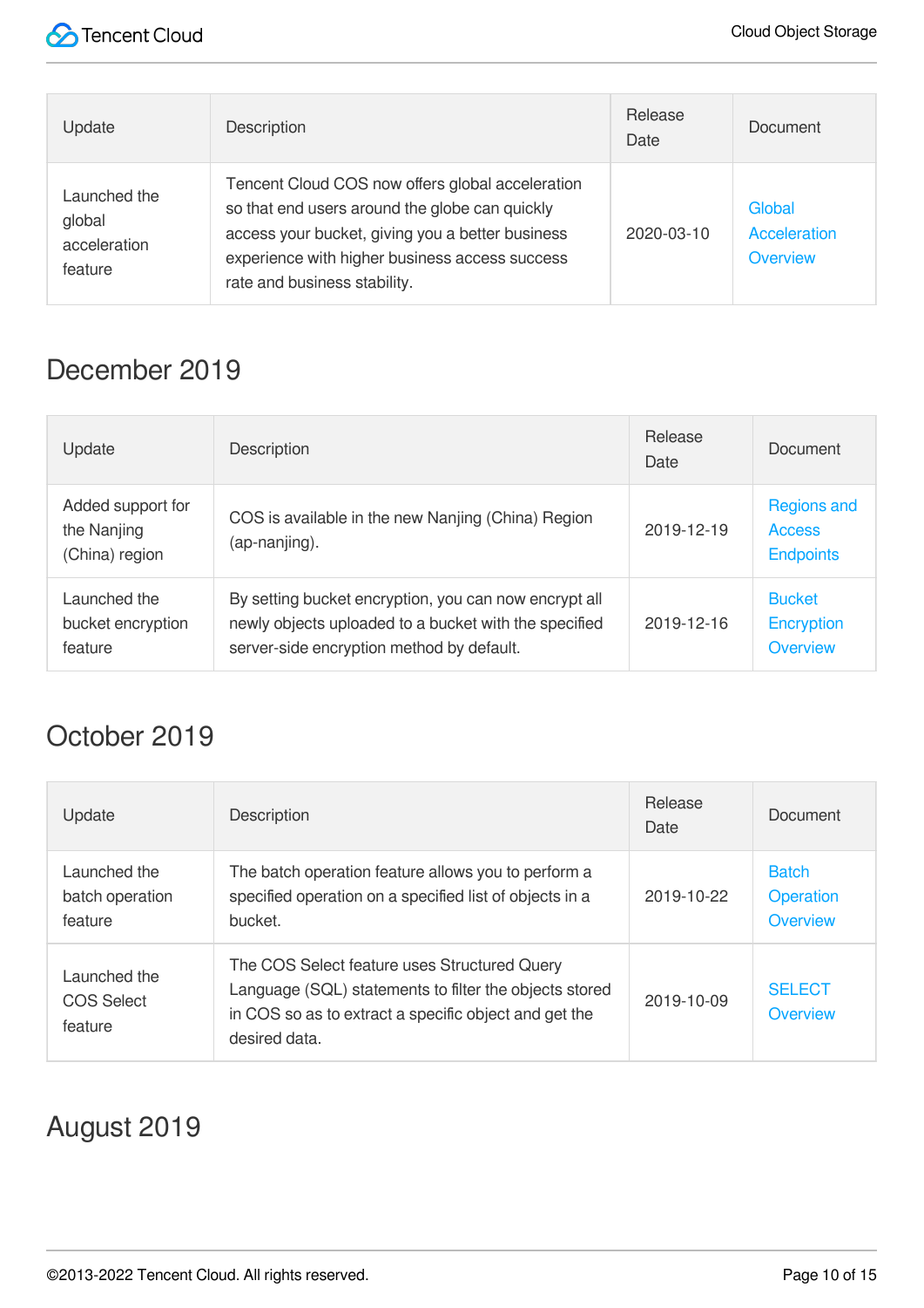| Update | Description | Release Date | Document |
| --- | --- | --- | --- |
| Launched the global acceleration feature | Tencent Cloud COS now offers global acceleration so that end users around the globe can quickly access your bucket, giving you a better business experience with higher business access success rate and business stability. | 2020-03-10 | Global Acceleration Overview |

## December 2019

| Update | Description | Release Date | Document |
| --- | --- | --- | --- |
| Added support for the Nanjing (China) region | COS is available in the new Nanjing (China) Region (ap-nanjing). | 2019-12-19 | Regions and Access Endpoints |
| Launched the bucket encryption feature | By setting bucket encryption, you can now encrypt all newly objects uploaded to a bucket with the specified server-side encryption method by default. | 2019-12-16 | Bucket Encryption Overview |

## October 2019

| Update | Description | Release Date | Document |
| --- | --- | --- | --- |
| Launched the batch operation feature | The batch operation feature allows you to perform a specified operation on a specified list of objects in a bucket. | 2019-10-22 | Batch Operation Overview |
| Launched the COS Select feature | The COS Select feature uses Structured Query Language (SQL) statements to filter the objects stored in COS so as to extract a specific object and get the desired data. | 2019-10-09 | SELECT Overview |

## August 2019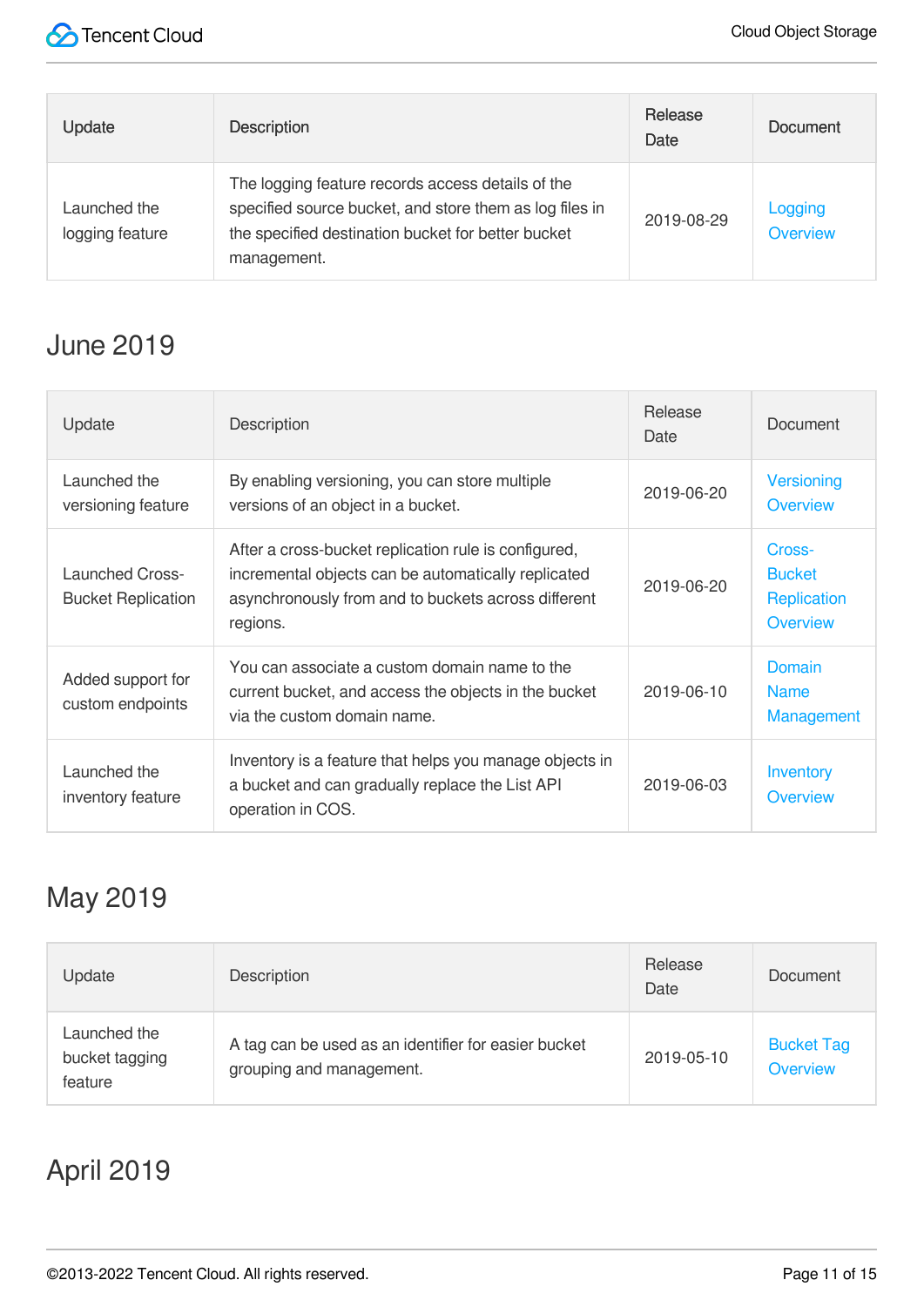| Update | Description | Release Date | Document |
| --- | --- | --- | --- |
| Launched the logging feature | The logging feature records access details of the specified source bucket, and store them as log files in the specified destination bucket for better bucket management. | 2019-08-29 | Logging Overview |

## June 2019

| Update | Description | Release Date | Document |
| --- | --- | --- | --- |
| Launched the versioning feature | By enabling versioning, you can store multiple versions of an object in a bucket. | 2019-06-20 | Versioning Overview |
| Launched Cross-Bucket Replication | After a cross-bucket replication rule is configured, incremental objects can be automatically replicated asynchronously from and to buckets across different regions. | 2019-06-20 | Cross-Bucket Replication Overview |
| Added support for custom endpoints | You can associate a custom domain name to the current bucket, and access the objects in the bucket via the custom domain name. | 2019-06-10 | Domain Name Management |
| Launched the inventory feature | Inventory is a feature that helps you manage objects in a bucket and can gradually replace the List API operation in COS. | 2019-06-03 | Inventory Overview |

## May 2019

| Update | Description | Release Date | Document |
| --- | --- | --- | --- |
| Launched the bucket tagging feature | A tag can be used as an identifier for easier bucket grouping and management. | 2019-05-10 | Bucket Tag Overview |

## April 2019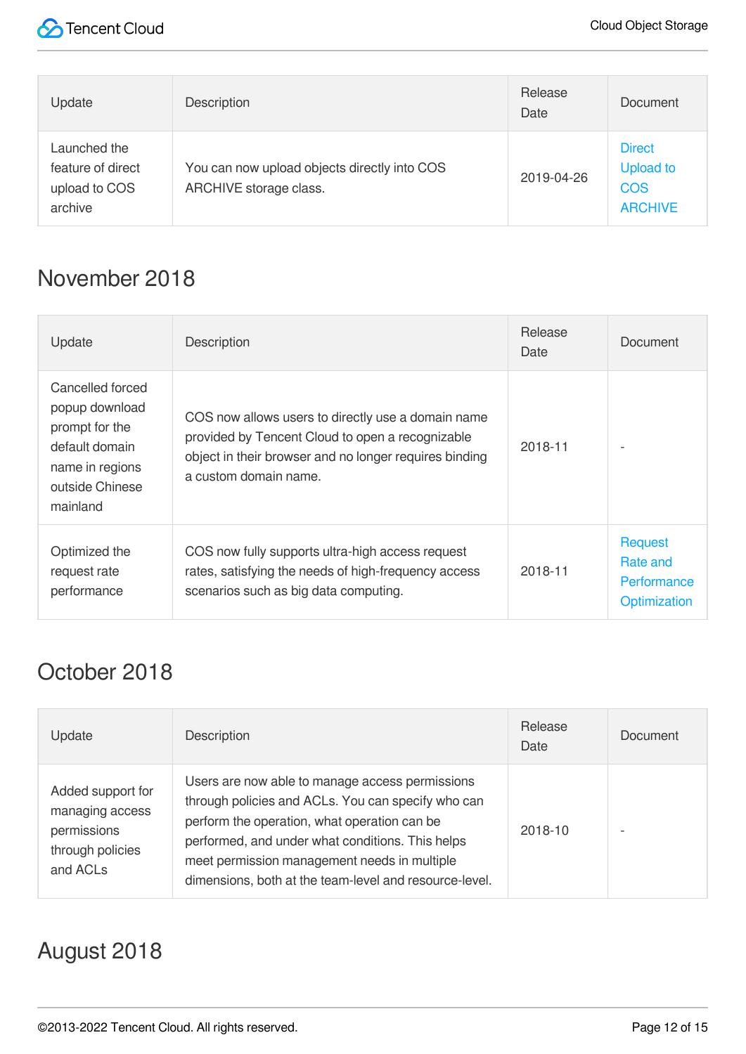| Update | Description | Release Date | Document |
| --- | --- | --- | --- |
| Launched the feature of direct upload to COS archive | You can now upload objects directly into COS ARCHIVE storage class. | 2019-04-26 | Direct Upload to COS ARCHIVE |

## November 2018

| Update | Description | Release Date | Document |
| --- | --- | --- | --- |
| Cancelled forced popup download prompt for the default domain name in regions outside Chinese mainland | COS now allows users to directly use a domain name provided by Tencent Cloud to open a recognizable object in their browser and no longer requires binding a custom domain name. | 2018-11 | - |
| Optimized the request rate performance | COS now fully supports ultra-high access request rates, satisfying the needs of high-frequency access scenarios such as big data computing. | 2018-11 | Request Rate and Performance Optimization |

## October 2018

| Update | Description | Release Date | Document |
| --- | --- | --- | --- |
| Added support for managing access permissions through policies and ACLs | Users are now able to manage access permissions through policies and ACLs. You can specify who can perform the operation, what operation can be performed, and under what conditions. This helps meet permission management needs in multiple dimensions, both at the team-level and resource-level. | 2018-10 | - |

## August 2018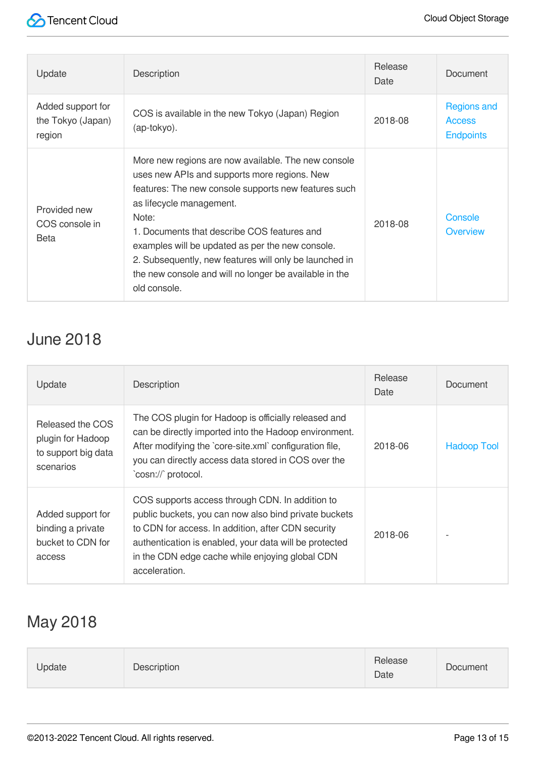| Update | Description | Release Date | Document |
| --- | --- | --- | --- |
| Added support for the Tokyo (Japan) region | COS is available in the new Tokyo (Japan) Region (ap-tokyo). | 2018-08 | Regions and Access Endpoints |
| Provided new COS console in Beta | More new regions are now available. The new console uses new APIs and supports more regions. New features: The new console supports new features such as lifecycle management.<br>Note:<br>1. Documents that describe COS features and examples will be updated as per the new console.<br>2. Subsequently, new features will only be launched in the new console and will no longer be available in the old console. | 2018-08 | Console Overview |

## June 2018

| Update | Description | Release Date | Document |
| --- | --- | --- | --- |
| Released the COS plugin for Hadoop to support big data scenarios | The COS plugin for Hadoop is officially released and can be directly imported into the Hadoop environment. After modifying the `core-site.xml` configuration file, you can directly access data stored in COS over the `cosn://` protocol. | 2018-06 | Hadoop Tool |
| Added support for binding a private bucket to CDN for access | COS supports access through CDN. In addition to public buckets, you can now also bind private buckets to CDN for access. In addition, after CDN security authentication is enabled, your data will be protected in the CDN edge cache while enjoying global CDN acceleration. | 2018-06 | - |

## May 2018

| Update | Description | Release Date | Document |
| --- | --- | --- | --- |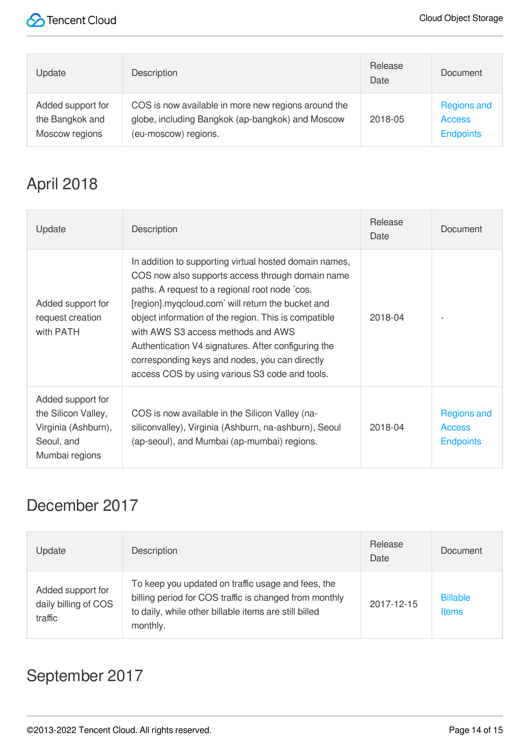| Update | Description | Release Date | Document |
| --- | --- | --- | --- |
| Added support for the Bangkok and Moscow regions | COS is now available in more new regions around the globe, including Bangkok (ap-bangkok) and Moscow (eu-moscow) regions. | 2018-05 | Regions and Access Endpoints |

## April 2018

| Update | Description | Release Date | Document |
| --- | --- | --- | --- |
| Added support for request creation with PATH | In addition to supporting virtual hosted domain names, COS now also supports access through domain name paths. A request to a regional root node `cos.[region].myqcloud.com` will return the bucket and object information of the region. This is compatible with AWS S3 access methods and AWS Authentication V4 signatures. After configuring the corresponding keys and nodes, you can directly access COS by using various S3 code and tools. | 2018-04 | - |
| Added support for the Silicon Valley, Virginia (Ashburn), Seoul, and Mumbai regions | COS is now available in the Silicon Valley (na-siliconvalley), Virginia (Ashburn, na-ashburn), Seoul (ap-seoul), and Mumbai (ap-mumbai) regions. | 2018-04 | Regions and Access Endpoints |

## December 2017

| Update | Description | Release Date | Document |
| --- | --- | --- | --- |
| Added support for daily billing of COS traffic | To keep you updated on traffic usage and fees, the billing period for COS traffic is changed from monthly to daily, while other billable items are still billed monthly. | 2017-12-15 | Billable Items |

## September 2017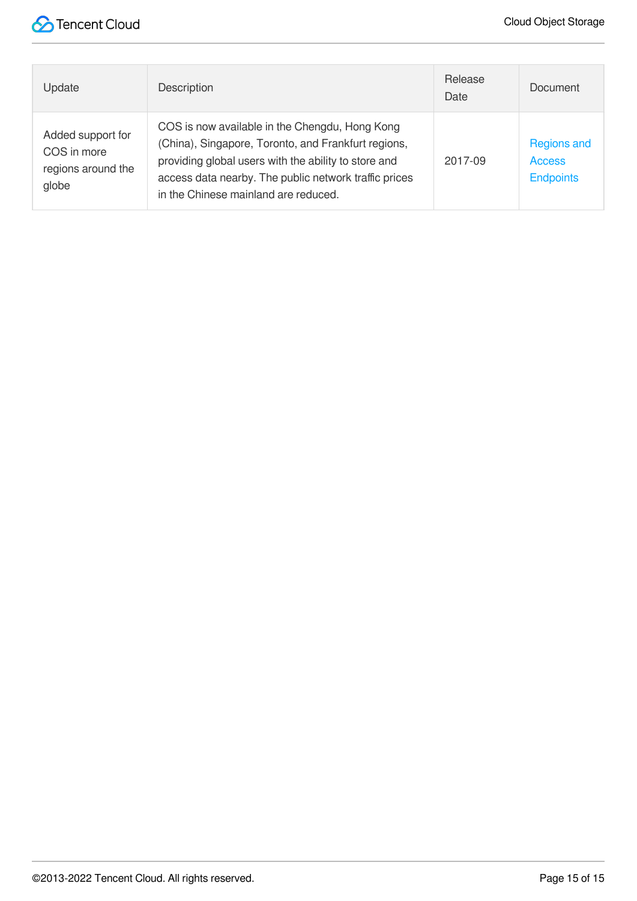| Update | Description | Release Date | Document |
| --- | --- | --- | --- |
| Added support for COS in more regions around the globe | COS is now available in the Chengdu, Hong Kong (China), Singapore, Toronto, and Frankfurt regions, providing global users with the ability to store and access data nearby. The public network traffic prices in the Chinese mainland are reduced. | 2017-09 | Regions and Access Endpoints |